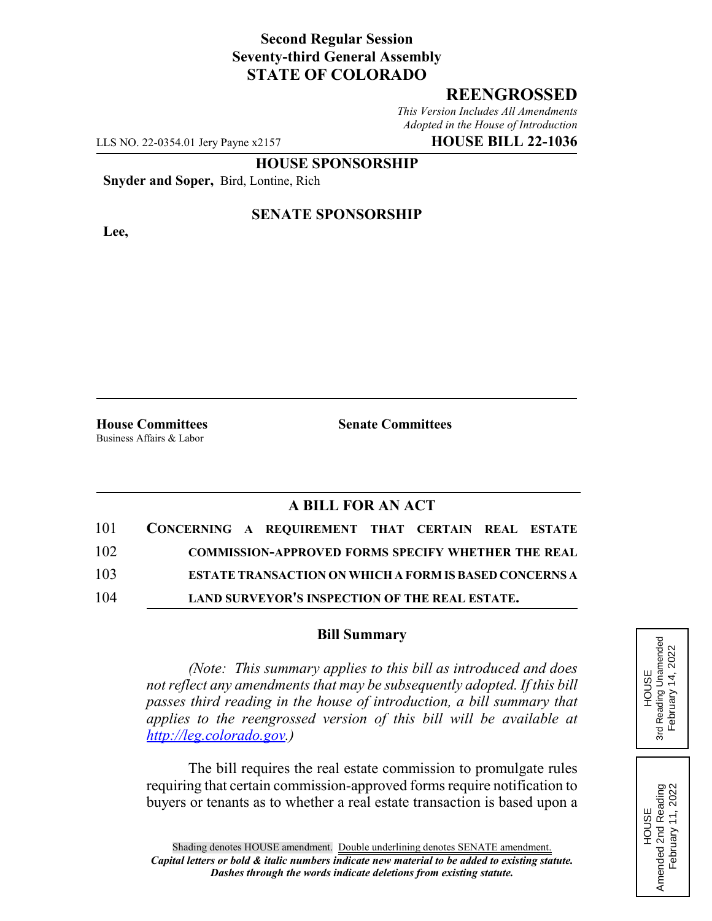**Second Regular Session**
**Seventy-third General Assembly**
**STATE OF COLORADO**

## REENGROSSED

*This Version Includes All Amendments Adopted in the House of Introduction*

LLS NO. 22-0354.01 Jery Payne x2157 **HOUSE BILL 22-1036**

**HOUSE SPONSORSHIP**

**Snyder and Soper,** Bird, Lontine, Rich

**SENATE SPONSORSHIP**

**Lee,**

**House Committees**
Business Affairs & Labor

**Senate Committees**

### A BILL FOR AN ACT

101 **CONCERNING A REQUIREMENT THAT CERTAIN REAL ESTATE**
102 **COMMISSION-APPROVED FORMS SPECIFY WHETHER THE REAL**
103 **ESTATE TRANSACTION ON WHICH A FORM IS BASED CONCERNS A**
104 **LAND SURVEYOR'S INSPECTION OF THE REAL ESTATE.**

### Bill Summary

*(Note: This summary applies to this bill as introduced and does not reflect any amendments that may be subsequently adopted. If this bill passes third reading in the house of introduction, a bill summary that applies to the reengrossed version of this bill will be available at http://leg.colorado.gov.)*

The bill requires the real estate commission to promulgate rules requiring that certain commission-approved forms require notification to buyers or tenants as to whether a real estate transaction is based upon a

HOUSE
3rd Reading Unamended
February 14, 2022

HOUSE
Amended 2nd Reading
February 11, 2022

Shading denotes HOUSE amendment. Double underlining denotes SENATE amendment.
***Capital letters or bold & italic numbers indicate new material to be added to existing statute.***
***Dashes through the words indicate deletions from existing statute.***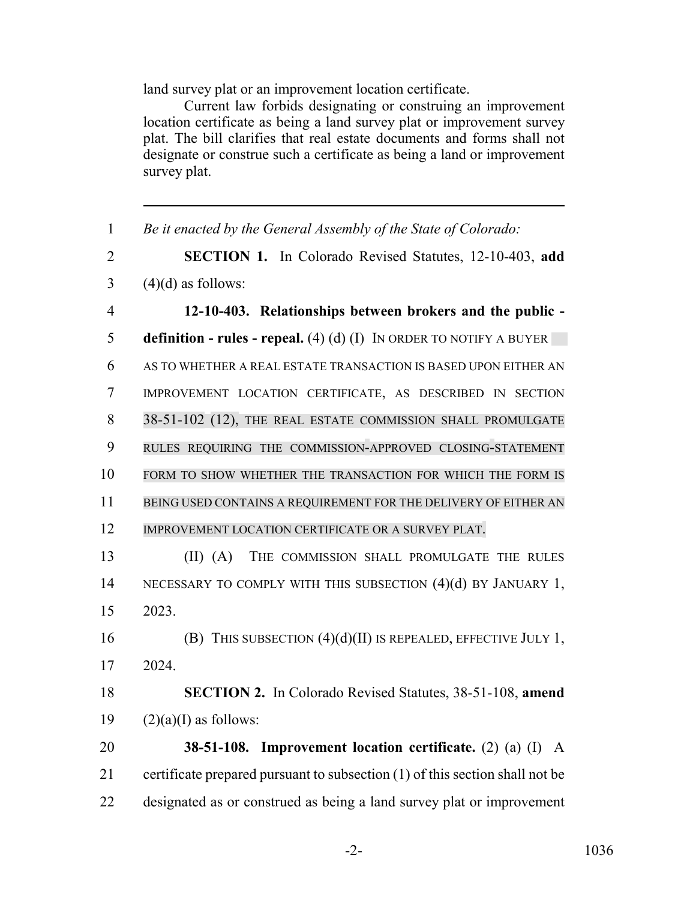land survey plat or an improvement location certificate.

Current law forbids designating or construing an improvement location certificate as being a land survey plat or improvement survey plat. The bill clarifies that real estate documents and forms shall not designate or construe such a certificate as being a land or improvement survey plat.

---

1 *Be it enacted by the General Assembly of the State of Colorado:*

2 **SECTION 1.** In Colorado Revised Statutes, 12-10-403, **add**
3 (4)(d) as follows:

4 **12-10-403. Relationships between brokers and the public -**
5 **definition - rules - repeal.** (4) (d) (I) IN ORDER TO NOTIFY A BUYER
6 AS TO WHETHER A REAL ESTATE TRANSACTION IS BASED UPON EITHER AN
7 IMPROVEMENT LOCATION CERTIFICATE, AS DESCRIBED IN SECTION
8 38-51-102 (12), THE REAL ESTATE COMMISSION SHALL PROMULGATE
9 RULES REQUIRING THE COMMISSION-APPROVED CLOSING-STATEMENT
10 FORM TO SHOW WHETHER THE TRANSACTION FOR WHICH THE FORM IS
11 BEING USED CONTAINS A REQUIREMENT FOR THE DELIVERY OF EITHER AN
12 IMPROVEMENT LOCATION CERTIFICATE OR A SURVEY PLAT.

13 (II) (A) THE COMMISSION SHALL PROMULGATE THE RULES
14 NECESSARY TO COMPLY WITH THIS SUBSECTION (4)(d) BY JANUARY 1,
15 2023.

16 (B) THIS SUBSECTION (4)(d)(II) IS REPEALED, EFFECTIVE JULY 1,
17 2024.

18 **SECTION 2.** In Colorado Revised Statutes, 38-51-108, **amend**
19 (2)(a)(I) as follows:

20 **38-51-108. Improvement location certificate.** (2) (a) (I) A
21 certificate prepared pursuant to subsection (1) of this section shall not be
22 designated as or construed as being a land survey plat or improvement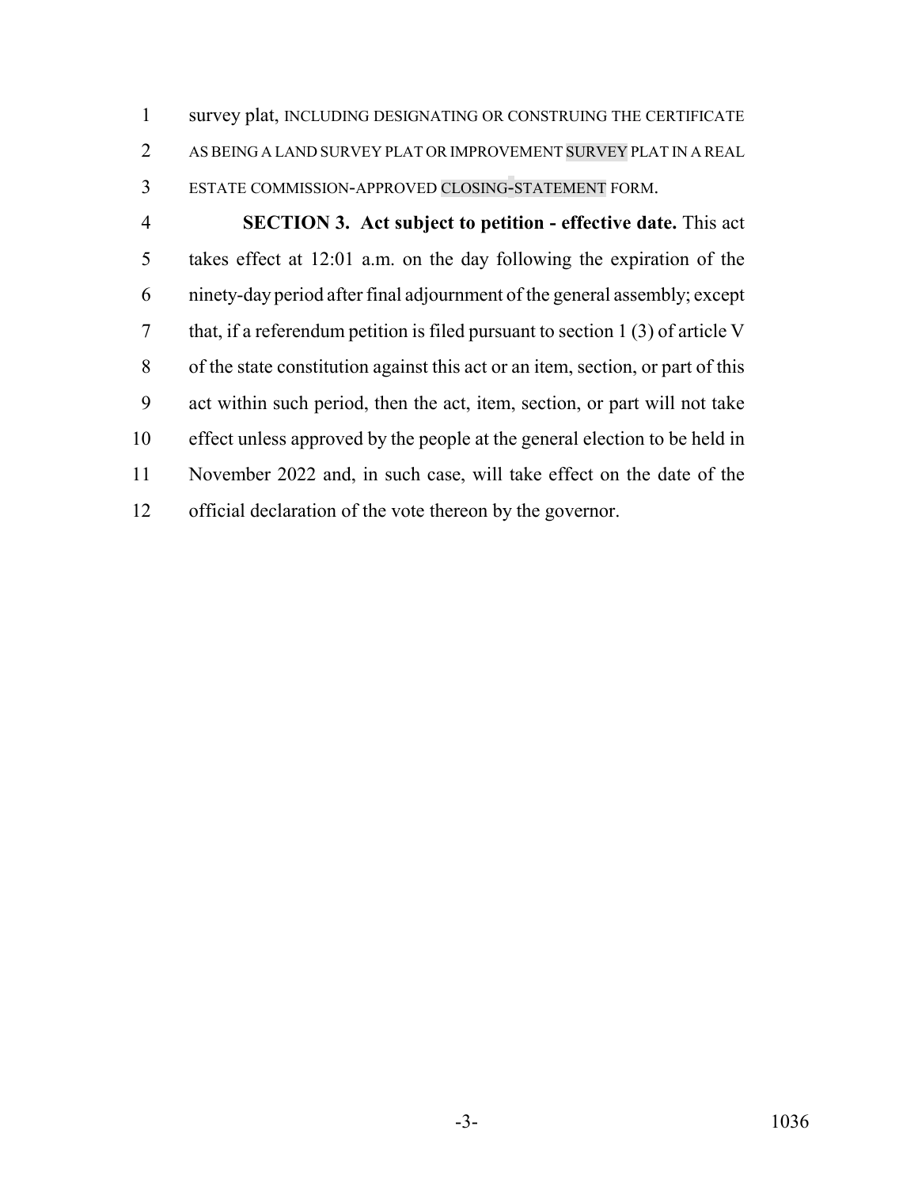survey plat, INCLUDING DESIGNATING OR CONSTRUING THE CERTIFICATE AS BEING A LAND SURVEY PLAT OR IMPROVEMENT SURVEY PLAT IN A REAL ESTATE COMMISSION-APPROVED CLOSING-STATEMENT FORM.

**SECTION 3. Act subject to petition - effective date.** This act takes effect at 12:01 a.m. on the day following the expiration of the ninety-day period after final adjournment of the general assembly; except that, if a referendum petition is filed pursuant to section 1 (3) of article V of the state constitution against this act or an item, section, or part of this act within such period, then the act, item, section, or part will not take effect unless approved by the people at the general election to be held in November 2022 and, in such case, will take effect on the date of the official declaration of the vote thereon by the governor.